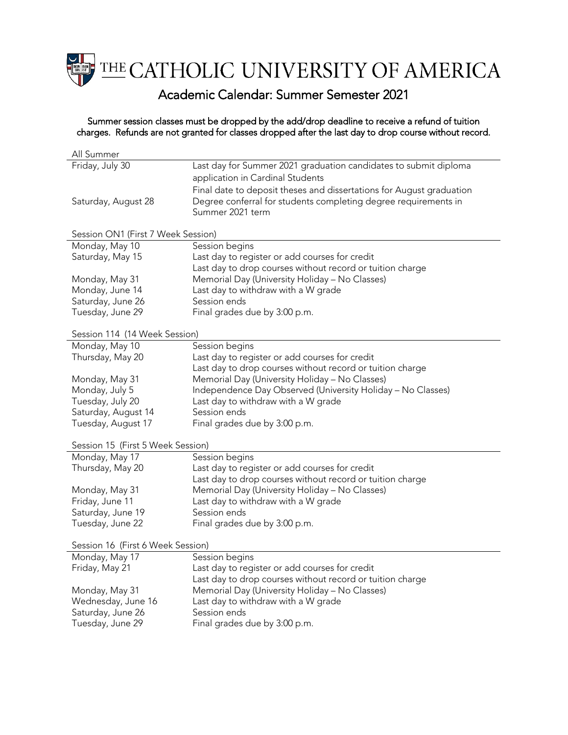# THE CATHOLIC UNIVERSITY OF AMERICA

## Academic Calendar: Summer Semester 2021

Summer session classes must be dropped by the add/drop deadline to receive a refund of tuition charges. Refunds are not granted for classes dropped after the last day to drop course without record.

### All Summer

| | |
|---|---|
| Friday, July 30 | Last day for Summer 2021 graduation candidates to submit diploma application in Cardinal Students |
| | Final date to deposit theses and dissertations for August graduation |
| Saturday, August 28 | Degree conferral for students completing degree requirements in Summer 2021 term |

### Session ON1 (First 7 Week Session)

| | |
|---|---|
| Monday, May 10 | Session begins |
| Saturday, May 15 | Last day to register or add courses for credit |
| | Last day to drop courses without record or tuition charge |
| Monday, May 31 | Memorial Day (University Holiday – No Classes) |
| Monday, June 14 | Last day to withdraw with a W grade |
| Saturday, June 26 | Session ends |
| Tuesday, June 29 | Final grades due by 3:00 p.m. |

### Session 114 (14 Week Session)

| | |
|---|---|
| Monday, May 10 | Session begins |
| Thursday, May 20 | Last day to register or add courses for credit |
| | Last day to drop courses without record or tuition charge |
| Monday, May 31 | Memorial Day (University Holiday – No Classes) |
| Monday, July 5 | Independence Day Observed (University Holiday – No Classes) |
| Tuesday, July 20 | Last day to withdraw with a W grade |
| Saturday, August 14 | Session ends |
| Tuesday, August 17 | Final grades due by 3:00 p.m. |

### Session 15 (First 5 Week Session)

| | |
|---|---|
| Monday, May 17 | Session begins |
| Thursday, May 20 | Last day to register or add courses for credit |
| | Last day to drop courses without record or tuition charge |
| Monday, May 31 | Memorial Day (University Holiday – No Classes) |
| Friday, June 11 | Last day to withdraw with a W grade |
| Saturday, June 19 | Session ends |
| Tuesday, June 22 | Final grades due by 3:00 p.m. |

### Session 16 (First 6 Week Session)

| | |
|---|---|
| Monday, May 17 | Session begins |
| Friday, May 21 | Last day to register or add courses for credit |
| | Last day to drop courses without record or tuition charge |
| Monday, May 31 | Memorial Day (University Holiday – No Classes) |
| Wednesday, June 16 | Last day to withdraw with a W grade |
| Saturday, June 26 | Session ends |
| Tuesday, June 29 | Final grades due by 3:00 p.m. |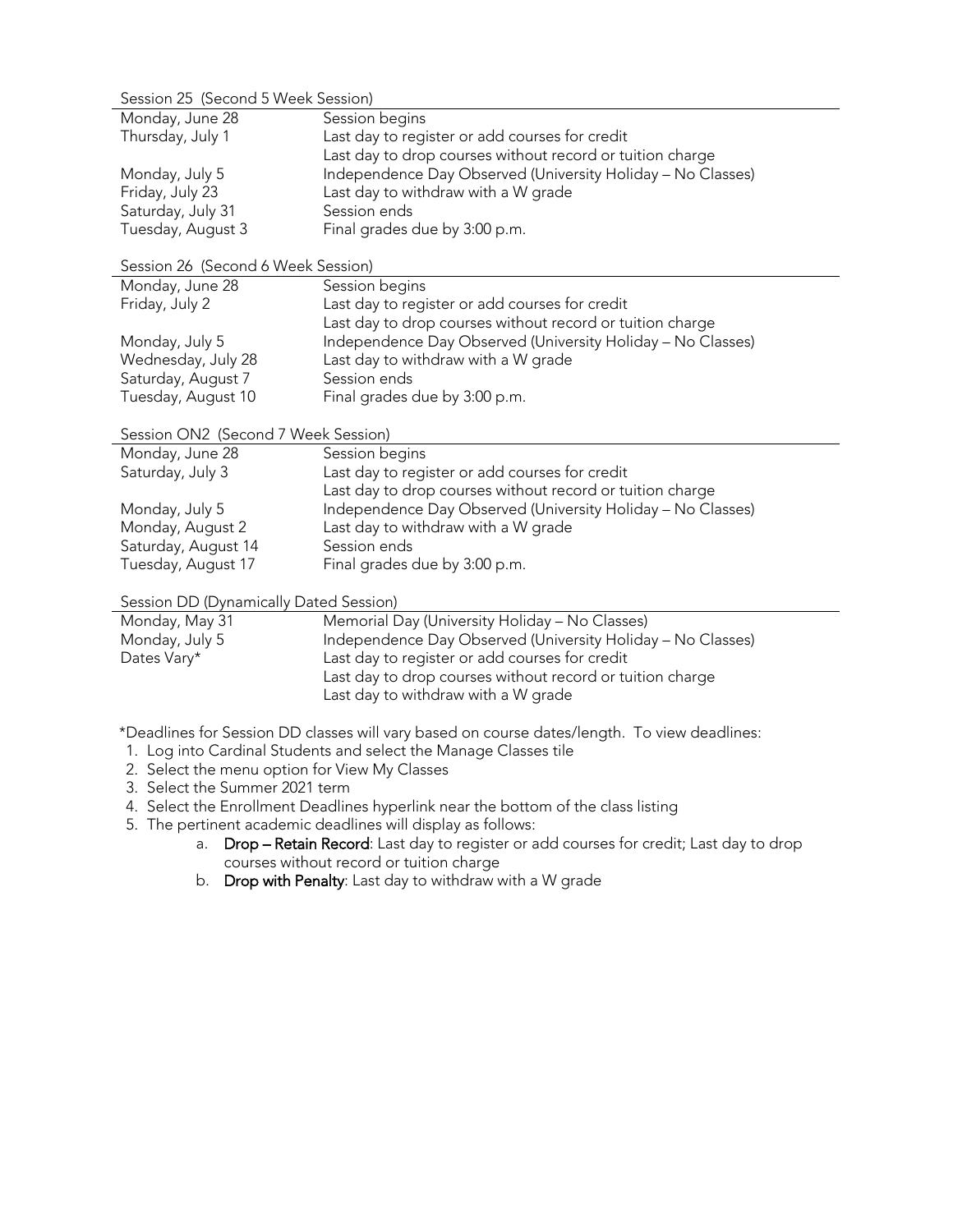Session 25 (Second 5 Week Session)

| | |
|---|---|
| Monday, June 28 | Session begins |
| Thursday, July 1 | Last day to register or add courses for credit |
| | Last day to drop courses without record or tuition charge |
| Monday, July 5 | Independence Day Observed (University Holiday – No Classes) |
| Friday, July 23 | Last day to withdraw with a W grade |
| Saturday, July 31 | Session ends |
| Tuesday, August 3 | Final grades due by 3:00 p.m. |

Session 26 (Second 6 Week Session)

| | |
|---|---|
| Monday, June 28 | Session begins |
| Friday, July 2 | Last day to register or add courses for credit |
| | Last day to drop courses without record or tuition charge |
| Monday, July 5 | Independence Day Observed (University Holiday – No Classes) |
| Wednesday, July 28 | Last day to withdraw with a W grade |
| Saturday, August 7 | Session ends |
| Tuesday, August 10 | Final grades due by 3:00 p.m. |

Session ON2 (Second 7 Week Session)

| | |
|---|---|
| Monday, June 28 | Session begins |
| Saturday, July 3 | Last day to register or add courses for credit |
| | Last day to drop courses without record or tuition charge |
| Monday, July 5 | Independence Day Observed (University Holiday – No Classes) |
| Monday, August 2 | Last day to withdraw with a W grade |
| Saturday, August 14 | Session ends |
| Tuesday, August 17 | Final grades due by 3:00 p.m. |

Session DD (Dynamically Dated Session)

| | |
|---|---|
| Monday, May 31 | Memorial Day (University Holiday – No Classes) |
| Monday, July 5 | Independence Day Observed (University Holiday – No Classes) |
| Dates Vary* | Last day to register or add courses for credit |
| | Last day to drop courses without record or tuition charge |
| | Last day to withdraw with a W grade |

*Deadlines for Session DD classes will vary based on course dates/length. To view deadlines:

1. Log into Cardinal Students and select the Manage Classes tile
2. Select the menu option for View My Classes
3. Select the Summer 2021 term
4. Select the Enrollment Deadlines hyperlink near the bottom of the class listing
5. The pertinent academic deadlines will display as follows:
    a. **Drop – Retain Record**: Last day to register or add courses for credit; Last day to drop courses without record or tuition charge
    b. **Drop with Penalty**: Last day to withdraw with a W grade